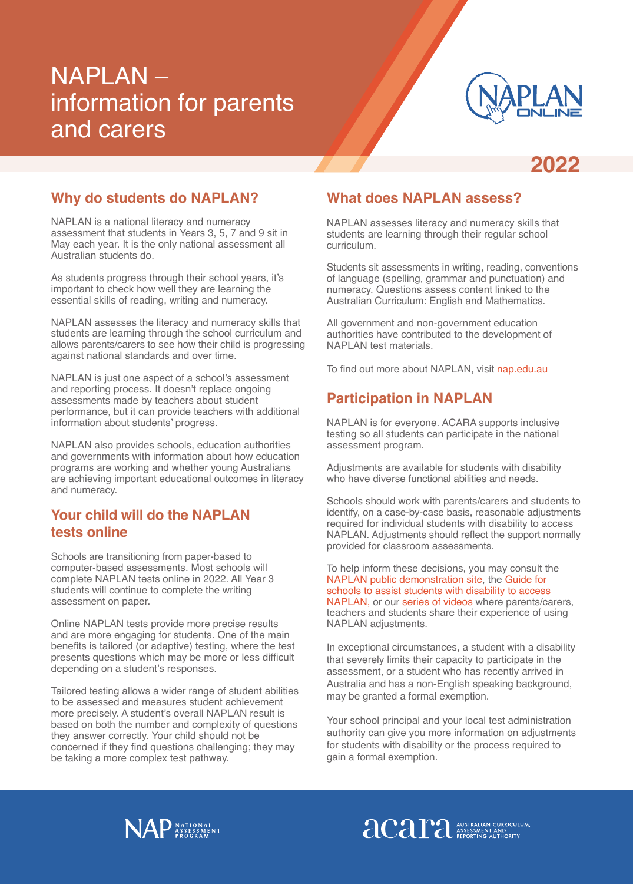# NAPLAN – information for parents and carers

2022

## Why do students do NAPLAN?

NAPLAN is a national literacy and numeracy assessment that students in Years 3, 5, 7 and 9 sit in May each year. It is the only national assessment all Australian students do.

As students progress through their school years, it's important to check how well they are learning the essential skills of reading, writing and numeracy.

NAPLAN assesses the literacy and numeracy skills that students are learning through the school curriculum and allows parents/carers to see how their child is progressing against national standards and over time.

NAPLAN is just one aspect of a school's assessment and reporting process. It doesn't replace ongoing assessments made by teachers about student performance, but it can provide teachers with additional information about students' progress.

NAPLAN also provides schools, education authorities and governments with information about how education programs are working and whether young Australians are achieving important educational outcomes in literacy and numeracy.

## Your child will do the NAPLAN tests online

Schools are transitioning from paper-based to computer-based assessments. Most schools will complete NAPLAN tests online in 2022. All Year 3 students will continue to complete the writing assessment on paper.

Online NAPLAN tests provide more precise results and are more engaging for students. One of the main benefits is tailored (or adaptive) testing, where the test presents questions which may be more or less difficult depending on a student's responses.

Tailored testing allows a wider range of student abilities to be assessed and measures student achievement more precisely. A student's overall NAPLAN result is based on both the number and complexity of questions they answer correctly. Your child should not be concerned if they find questions challenging; they may be taking a more complex test pathway.

## What does NAPLAN assess?

NAPLAN assesses literacy and numeracy skills that students are learning through their regular school curriculum.

Students sit assessments in writing, reading, conventions of language (spelling, grammar and punctuation) and numeracy. Questions assess content linked to the Australian Curriculum: English and Mathematics.

All government and non-government education authorities have contributed to the development of NAPLAN test materials.

To find out more about NAPLAN, visit nap.edu.au

## Participation in NAPLAN

NAPLAN is for everyone. ACARA supports inclusive testing so all students can participate in the national assessment program.

Adjustments are available for students with disability who have diverse functional abilities and needs.

Schools should work with parents/carers and students to identify, on a case-by-case basis, reasonable adjustments required for individual students with disability to access NAPLAN. Adjustments should reflect the support normally provided for classroom assessments.

To help inform these decisions, you may consult the NAPLAN public demonstration site, the Guide for schools to assist students with disability to access NAPLAN, or our series of videos where parents/carers, teachers and students share their experience of using NAPLAN adjustments.

In exceptional circumstances, a student with a disability that severely limits their capacity to participate in the assessment, or a student who has recently arrived in Australia and has a non-English speaking background, may be granted a formal exemption.

Your school principal and your local test administration authority can give you more information on adjustments for students with disability or the process required to gain a formal exemption.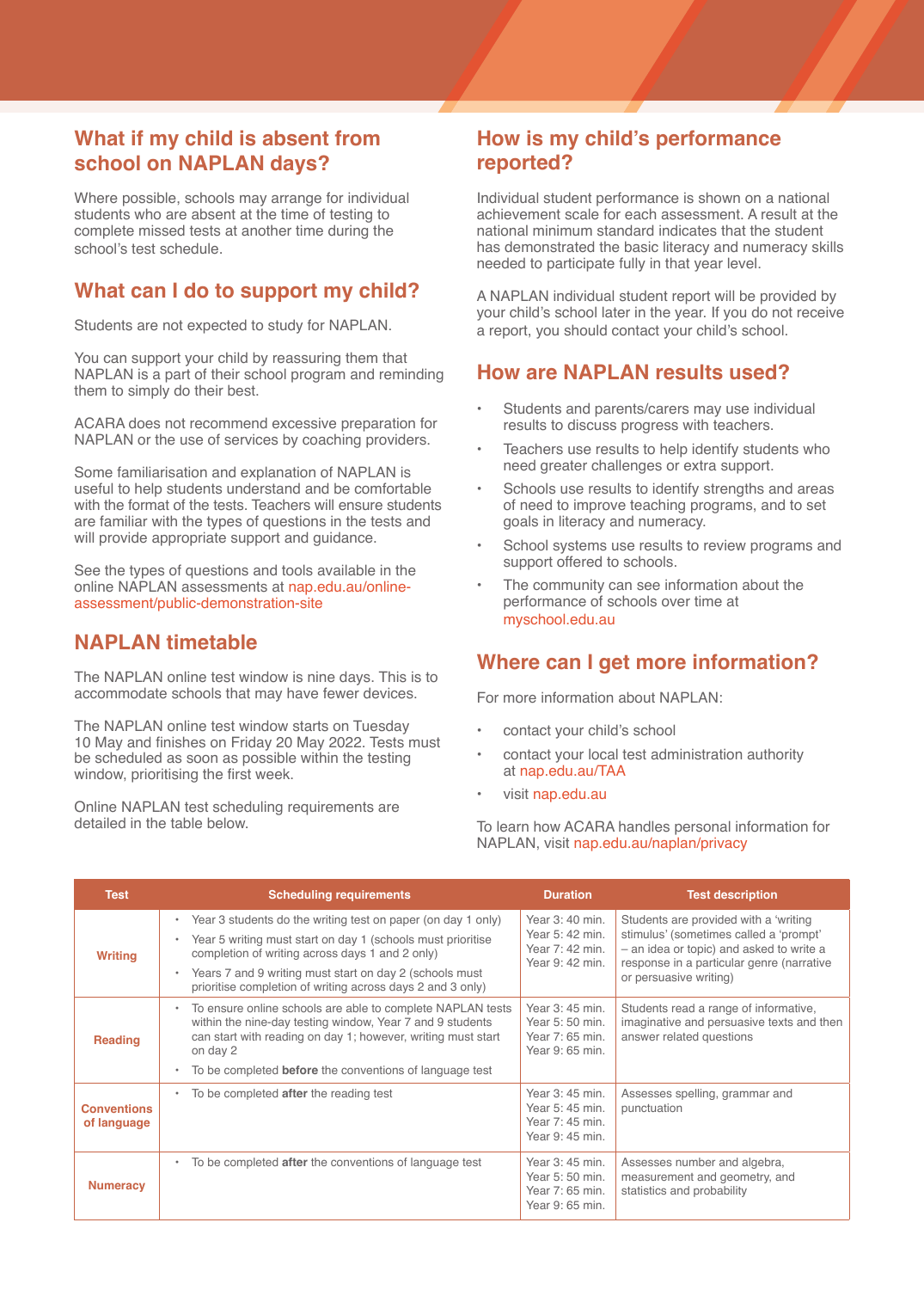## What if my child is absent from school on NAPLAN days?

Where possible, schools may arrange for individual students who are absent at the time of testing to complete missed tests at another time during the school's test schedule.

## What can I do to support my child?

Students are not expected to study for NAPLAN.

You can support your child by reassuring them that NAPLAN is a part of their school program and reminding them to simply do their best.

ACARA does not recommend excessive preparation for NAPLAN or the use of services by coaching providers.

Some familiarisation and explanation of NAPLAN is useful to help students understand and be comfortable with the format of the tests. Teachers will ensure students are familiar with the types of questions in the tests and will provide appropriate support and guidance.

See the types of questions and tools available in the online NAPLAN assessments at nap.edu.au/online-assessment/public-demonstration-site

## NAPLAN timetable

The NAPLAN online test window is nine days. This is to accommodate schools that may have fewer devices.

The NAPLAN online test window starts on Tuesday 10 May and finishes on Friday 20 May 2022. Tests must be scheduled as soon as possible within the testing window, prioritising the first week.

Online NAPLAN test scheduling requirements are detailed in the table below.

## How is my child's performance reported?

Individual student performance is shown on a national achievement scale for each assessment. A result at the national minimum standard indicates that the student has demonstrated the basic literacy and numeracy skills needed to participate fully in that year level.

A NAPLAN individual student report will be provided by your child's school later in the year. If you do not receive a report, you should contact your child's school.

## How are NAPLAN results used?

- Students and parents/carers may use individual results to discuss progress with teachers.
- Teachers use results to help identify students who need greater challenges or extra support.
- Schools use results to identify strengths and areas of need to improve teaching programs, and to set goals in literacy and numeracy.
- School systems use results to review programs and support offered to schools.
- The community can see information about the performance of schools over time at myschool.edu.au

## Where can I get more information?

For more information about NAPLAN:

- contact your child's school
- contact your local test administration authority at nap.edu.au/TAA
- visit nap.edu.au

To learn how ACARA handles personal information for NAPLAN, visit nap.edu.au/naplan/privacy

| Test | Scheduling requirements | Duration | Test description |
|---|---|---|---|
| **Writing** | • Year 3 students do the writing test on paper (on day 1 only)<br>• Year 5 writing must start on day 1 (schools must prioritise completion of writing across days 1 and 2 only)<br>• Years 7 and 9 writing must start on day 2 (schools must prioritise completion of writing across days 2 and 3 only) | Year 3: 40 min.<br>Year 5: 42 min.<br>Year 7: 42 min.<br>Year 9: 42 min. | Students are provided with a 'writing stimulus' (sometimes called a 'prompt' – an idea or topic) and asked to write a response in a particular genre (narrative or persuasive writing) |
| **Reading** | • To ensure online schools are able to complete NAPLAN tests within the nine-day testing window, Year 7 and 9 students can start with reading on day 1; however, writing must start on day 2<br>• To be completed **before** the conventions of language test | Year 3: 45 min.<br>Year 5: 50 min.<br>Year 7: 65 min.<br>Year 9: 65 min. | Students read a range of informative, imaginative and persuasive texts and then answer related questions |
| **Conventions of language** | • To be completed **after** the reading test | Year 3: 45 min.<br>Year 5: 45 min.<br>Year 7: 45 min.<br>Year 9: 45 min. | Assesses spelling, grammar and punctuation |
| **Numeracy** | • To be completed **after** the conventions of language test | Year 3: 45 min.<br>Year 5: 50 min.<br>Year 7: 65 min.<br>Year 9: 65 min. | Assesses number and algebra, measurement and geometry, and statistics and probability |